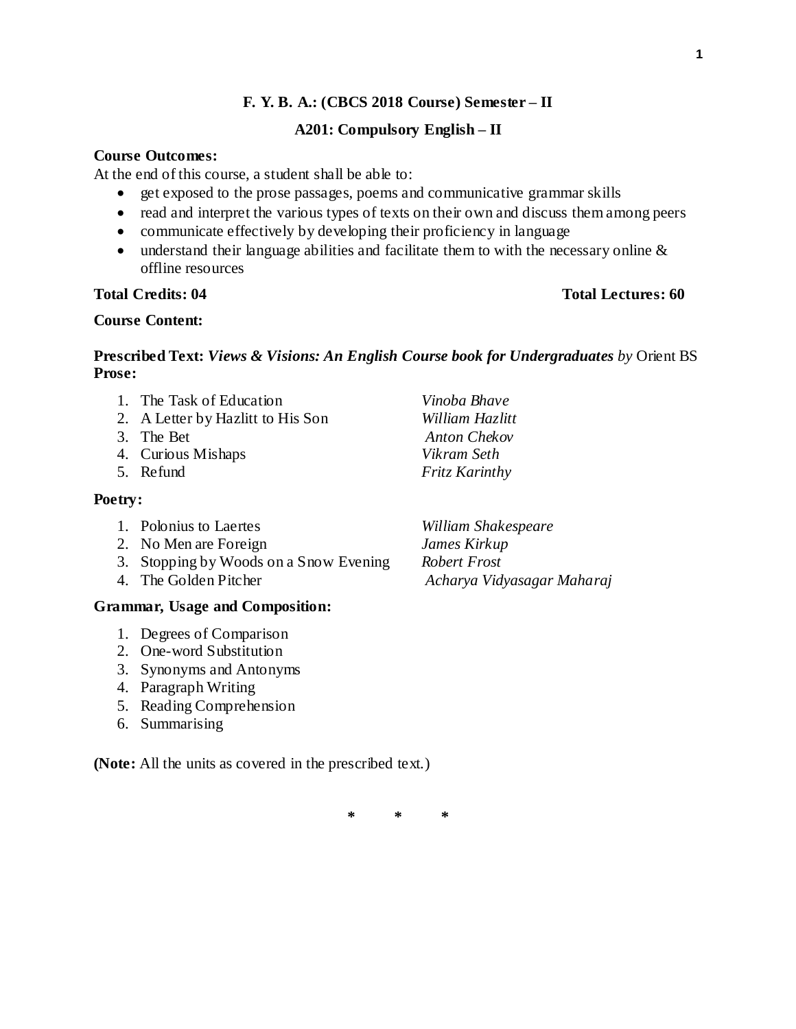## F. Y. B. A.: (CBCS 2018 Course) Semester – II

## A201: Compulsory English – II

**Course Outcomes:**

At the end of this course, a student shall be able to:

- get exposed to the prose passages, poems and communicative grammar skills
- read and interpret the various types of texts on their own and discuss them among peers
- communicate effectively by developing their proficiency in language
- understand their language abilities and facilitate them to with the necessary online & offline resources

**Total Credits: 04** **Total Lectures: 60**

**Course Content:**

**Prescribed Text:** ***Views & Visions: An English Course book for Undergraduates*** *by* Orient BS

**Prose:**

1. The Task of Education — *Vinoba Bhave*
2. A Letter by Hazlitt to His Son — *William Hazlitt*
3. The Bet — *Anton Chekov*
4. Curious Mishaps — *Vikram Seth*
5. Refund — *Fritz Karinthy*

**Poetry:**

1. Polonius to Laertes — *William Shakespeare*
2. No Men are Foreign — *James Kirkup*
3. Stopping by Woods on a Snow Evening — *Robert Frost*
4. The Golden Pitcher — *Acharya Vidyasagar Maharaj*

**Grammar, Usage and Composition:**

1. Degrees of Comparison
2. One-word Substitution
3. Synonyms and Antonyms
4. Paragraph Writing
5. Reading Comprehension
6. Summarising

**(Note:** All the units as covered in the prescribed text.)

\* \* \*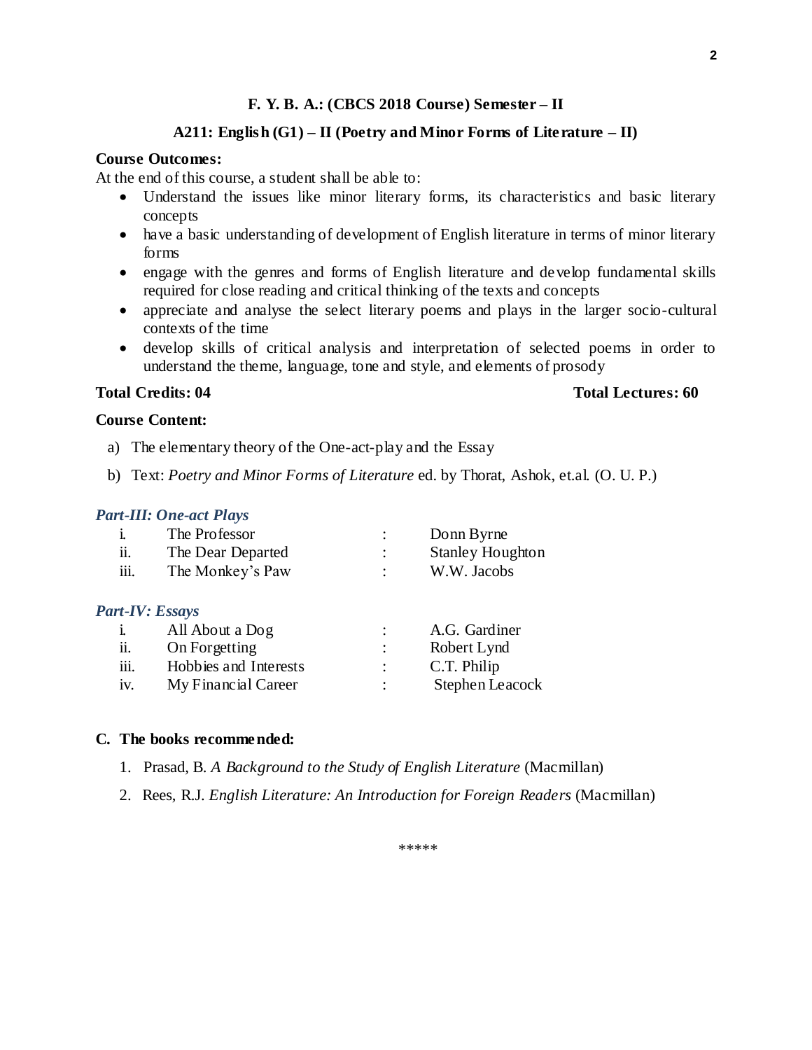**F. Y. B. A.: (CBCS 2018 Course) Semester – II**

**A211: English (G1) – II (Poetry and Minor Forms of Literature – II)**

**Course Outcomes:**

At the end of this course, a student shall be able to:

- Understand the issues like minor literary forms, its characteristics and basic literary concepts
- have a basic understanding of development of English literature in terms of minor literary forms
- engage with the genres and forms of English literature and develop fundamental skills required for close reading and critical thinking of the texts and concepts
- appreciate and analyse the select literary poems and plays in the larger socio-cultural contexts of the time
- develop skills of critical analysis and interpretation of selected poems in order to understand the theme, language, tone and style, and elements of prosody

**Total Credits: 04** **Total Lectures: 60**

**Course Content:**

a) The elementary theory of the One-act-play and the Essay

b) Text: *Poetry and Minor Forms of Literature* ed. by Thorat, Ashok, et.al. (O. U. P.)

***Part-III: One-act Plays***

| | | | |
|---|---|---|---|
| i. | The Professor | : | Donn Byrne |
| ii. | The Dear Departed | : | Stanley Houghton |
| iii. | The Monkey's Paw | : | W.W. Jacobs |

***Part-IV: Essays***

| | | | |
|---|---|---|---|
| i. | All About a Dog | : | A.G. Gardiner |
| ii. | On Forgetting | : | Robert Lynd |
| iii. | Hobbies and Interests | : | C.T. Philip |
| iv. | My Financial Career | : | Stephen Leacock |

**C. The books recommended:**

1. Prasad, B. *A Background to the Study of English Literature* (Macmillan)
2. Rees, R.J. *English Literature: An Introduction for Foreign Readers* (Macmillan)

*****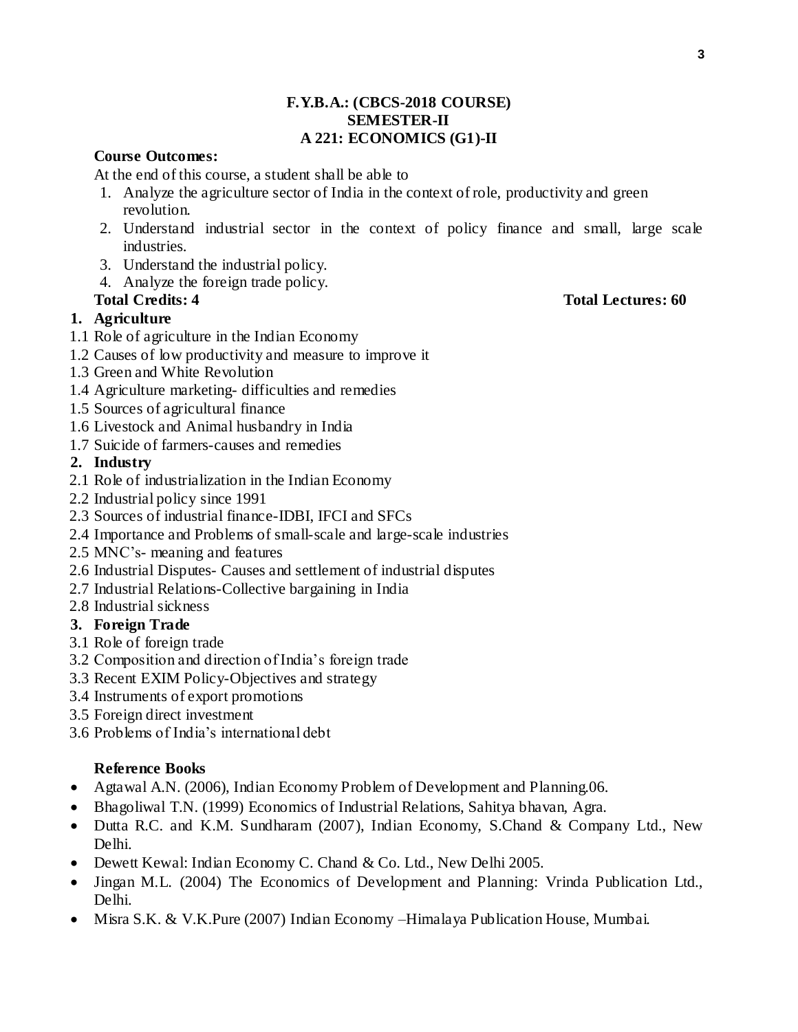# F.Y.B.A.: (CBCS-2018 COURSE)
## SEMESTER-II
## A 221: ECONOMICS (G1)-II

**Course Outcomes:**

At the end of this course, a student shall be able to

1. Analyze the agriculture sector of India in the context of role, productivity and green revolution.
2. Understand industrial sector in the context of policy finance and small, large scale industries.
3. Understand the industrial policy.
4. Analyze the foreign trade policy.

**Total Credits: 4** **Total Lectures: 60**

**1. Agriculture**

1.1 Role of agriculture in the Indian Economy
1.2 Causes of low productivity and measure to improve it
1.3 Green and White Revolution
1.4 Agriculture marketing- difficulties and remedies
1.5 Sources of agricultural finance
1.6 Livestock and Animal husbandry in India
1.7 Suicide of farmers-causes and remedies

**2. Industry**

2.1 Role of industrialization in the Indian Economy
2.2 Industrial policy since 1991
2.3 Sources of industrial finance-IDBI, IFCI and SFCs
2.4 Importance and Problems of small-scale and large-scale industries
2.5 MNC's- meaning and features
2.6 Industrial Disputes- Causes and settlement of industrial disputes
2.7 Industrial Relations-Collective bargaining in India
2.8 Industrial sickness

**3. Foreign Trade**

3.1 Role of foreign trade
3.2 Composition and direction of India's foreign trade
3.3 Recent EXIM Policy-Objectives and strategy
3.4 Instruments of export promotions
3.5 Foreign direct investment
3.6 Problems of India's international debt

**Reference Books**

- Agtawal A.N. (2006), Indian Economy Problem of Development and Planning.06.
- Bhagoliwal T.N. (1999) Economics of Industrial Relations, Sahitya bhavan, Agra.
- Dutta R.C. and K.M. Sundharam (2007), Indian Economy, S.Chand & Company Ltd., New Delhi.
- Dewett Kewal: Indian Economy C. Chand & Co. Ltd., New Delhi 2005.
- Jingan M.L. (2004) The Economics of Development and Planning: Vrinda Publication Ltd., Delhi.
- Misra S.K. & V.K.Pure (2007) Indian Economy –Himalaya Publication House, Mumbai.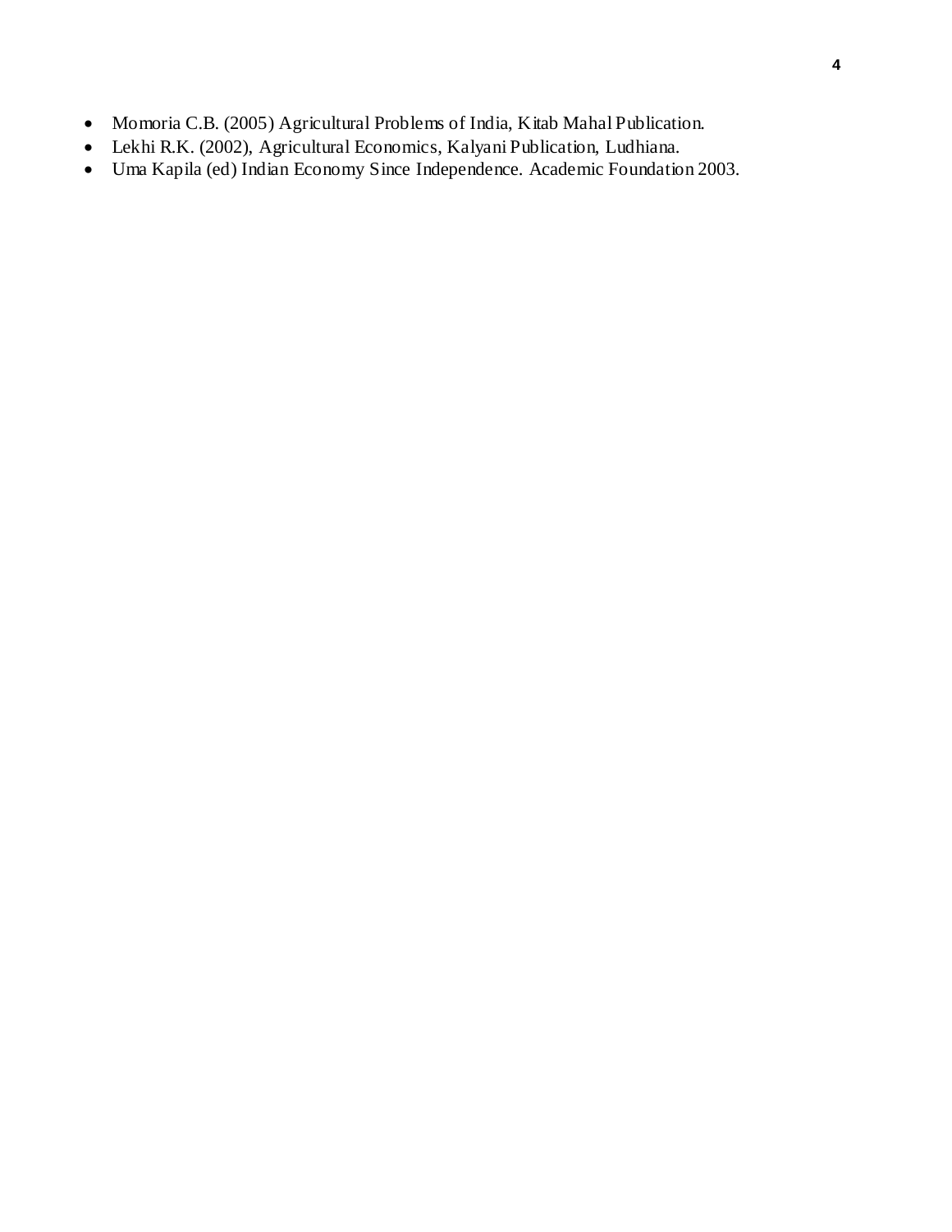- Momoria C.B. (2005) Agricultural Problems of India, Kitab Mahal Publication.
- Lekhi R.K. (2002), Agricultural Economics, Kalyani Publication, Ludhiana.
- Uma Kapila (ed) Indian Economy Since Independence. Academic Foundation 2003.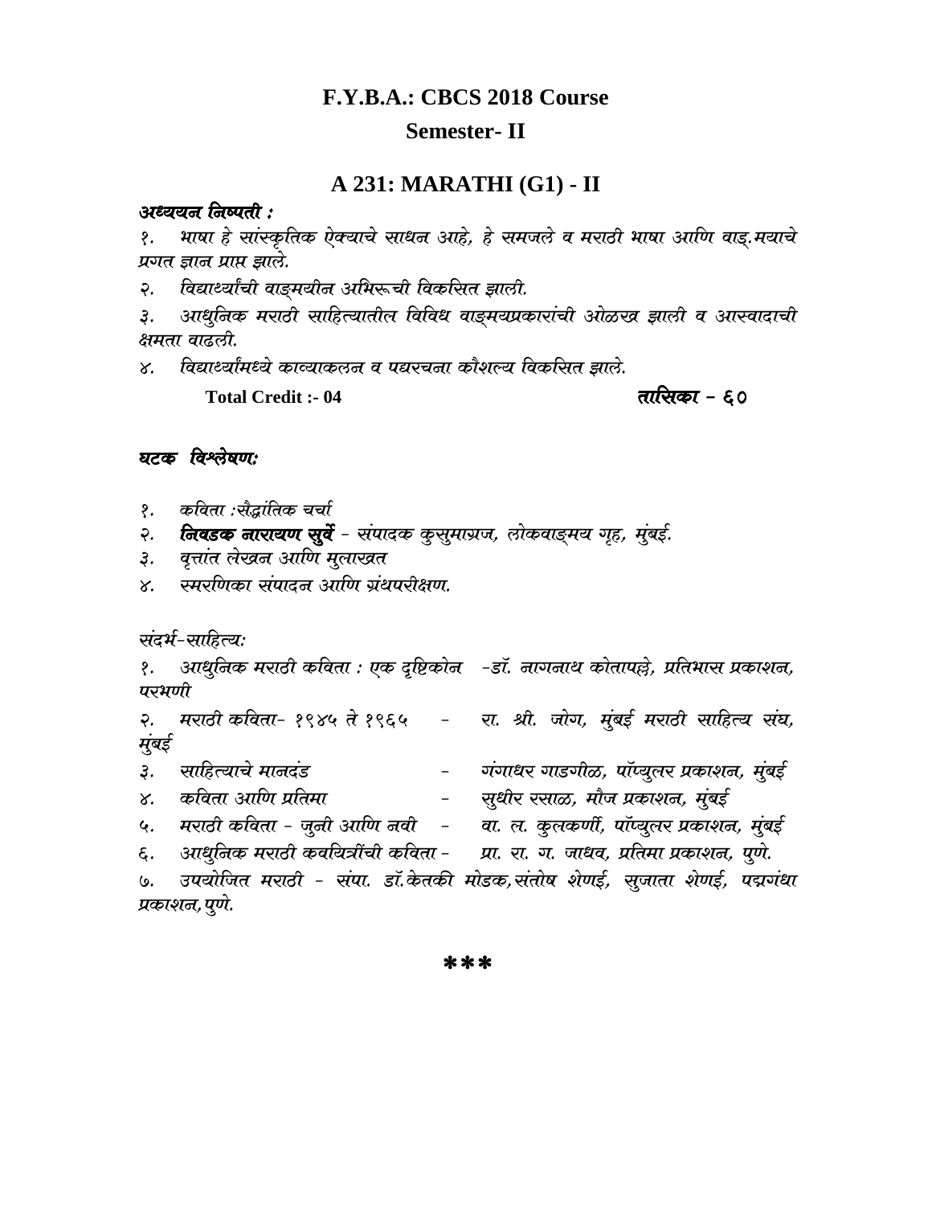# F.Y.B.A.: CBCS 2018 Course

## Semester- II

## A 231: MARATHI (G1) - II

***अध्ययन निष्पती :***

*१. भाषा हे सांस्कृतिक ऐक्याचे साधन आहे, हे समजले व मराठी भाषा आणि वाङ्.मयाचे प्रगत ज्ञान प्राप्त झाले.*

*२. विद्यार्थ्यांची वाङ्मयीन अभिरूची विकसित झाली.*

*३. आधुनिक मराठी साहित्यातील विविध वाङ्मयप्रकारांची ओळख झाली व आस्वादाची क्षमता वाढली.*

*४. विद्यार्थ्यांमध्ये काव्याकलन व पद्यरचना कौशल्य विकसित झाले.*

**Total Credit :- 04** ***तासिका – ६०***

***घटक विश्लेषण:***

*१. कविता :सैद्धांतिक चर्चा*

*२. **निवडक नारायण सुर्वे** - संपादक कुसुमाग्रज, लोकवाङ्मय गृह, मुंबई.*

*३. वृत्तांत लेखन आणि मुलाखत*

*४. स्मरणिका संपादन आणि ग्रंथपरीक्षण.*

*संदर्भ-साहित्य:*

*१. आधुनिक मराठी कविता : एक दृष्टिकोन -डॉ. नागनाथ कोतापल्ले, प्रतिभास प्रकाशन, परभणी*

*२. मराठी कविता- १९४५ ते १९६५ - रा. श्री. जोग, मुंबई मराठी साहित्य संघ, मुंबई*

*३. साहित्याचे मानदंड - गंगाधर गाडगीळ, पॉप्युलर प्रकाशन, मुंबई*

*४. कविता आणि प्रतिमा - सुधीर रसाळ, मौज प्रकाशन, मुंबई*

*५. मराठी कविता - जुनी आणि नवी - वा. ल. कुलकर्णी, पॉप्युलर प्रकाशन, मुंबई*

*६. आधुनिक मराठी कवयित्रींची कविता - प्रा. रा. ग. जाधव, प्रतिमा प्रकाशन, पुणे.*

*७. उपयोजित मराठी - संपा. डॉ.केतकी मोडक,संतोष शेणई, सुजाता शेणई, पद्मगंधा प्रकाशन,पुणे.*

***